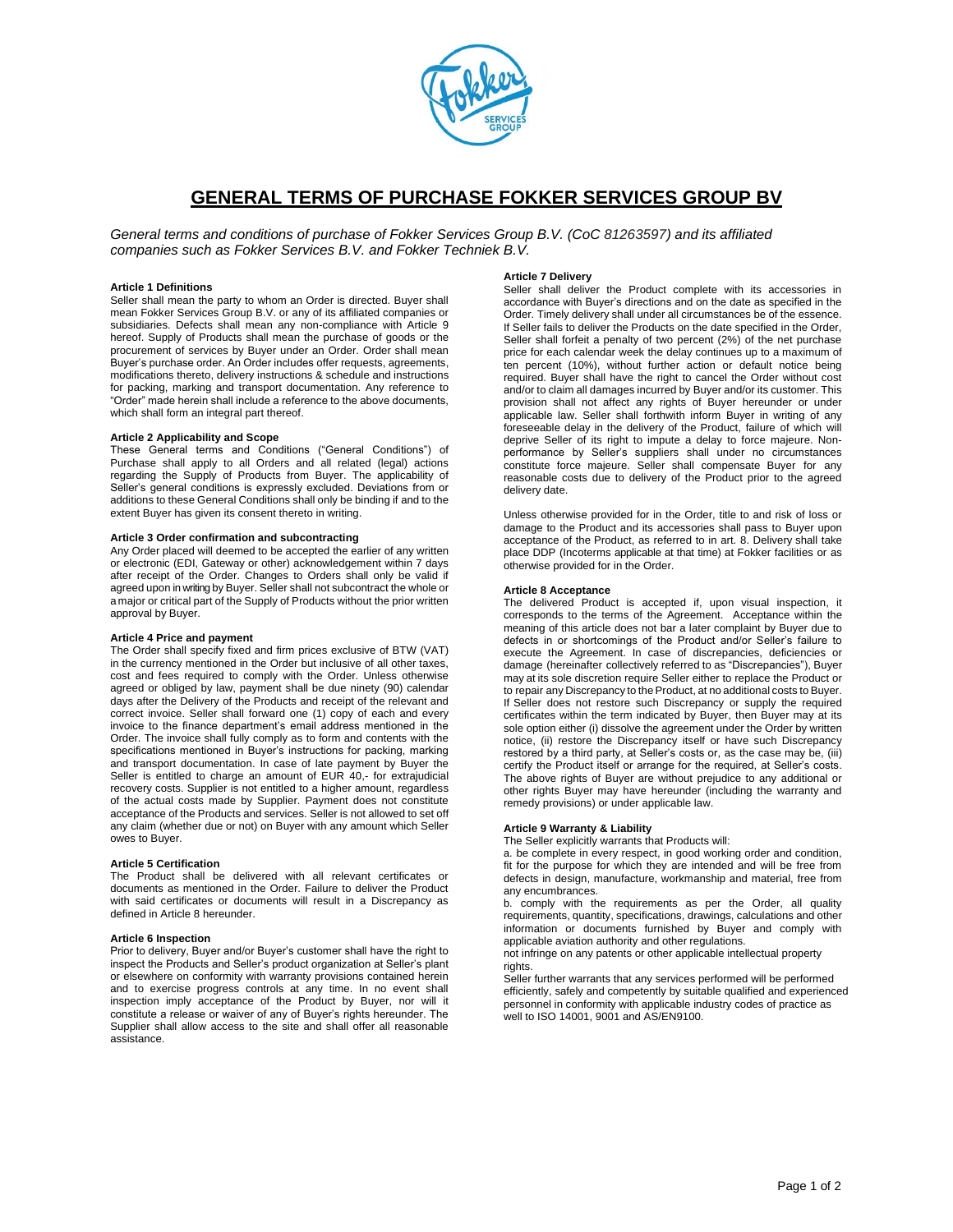# GENERAL TERMS OF PURCHASE FOKKER SERVICES GROUP BV

*General terms and conditions of purchase of Fokker Services Group B.V. (CoC 81263597) and its affiliated companies such as Fokker Services B.V. and Fokker Techniek B.V.*

**Article 1 Definitions**

Seller shall mean the party to whom an Order is directed. Buyer shall mean Fokker Services Group B.V. or any of its affiliated companies or subsidiaries. Defects shall mean any non-compliance with Article 9 hereof. Supply of Products shall mean the purchase of goods or the procurement of services by Buyer under an Order. Order shall mean Buyer's purchase order. An Order includes offer requests, agreements, modifications thereto, delivery instructions & schedule and instructions for packing, marking and transport documentation. Any reference to "Order" made herein shall include a reference to the above documents, which shall form an integral part thereof.

**Article 2 Applicability and Scope**

These General terms and Conditions ("General Conditions") of Purchase shall apply to all Orders and all related (legal) actions regarding the Supply of Products from Buyer. The applicability of Seller's general conditions is expressly excluded. Deviations from or additions to these General Conditions shall only be binding if and to the extent Buyer has given its consent thereto in writing.

**Article 3 Order confirmation and subcontracting**

Any Order placed will deemed to be accepted the earlier of any written or electronic (EDI, Gateway or other) acknowledgement within 7 days after receipt of the Order. Changes to Orders shall only be valid if agreed upon in writing by Buyer. Seller shall not subcontract the whole or a major or critical part of the Supply of Products without the prior written approval by Buyer.

**Article 4 Price and payment**

The Order shall specify fixed and firm prices exclusive of BTW (VAT) in the currency mentioned in the Order but inclusive of all other taxes, cost and fees required to comply with the Order. Unless otherwise agreed or obliged by law, payment shall be due ninety (90) calendar days after the Delivery of the Products and receipt of the relevant and correct invoice. Seller shall forward one (1) copy of each and every invoice to the finance department's email address mentioned in the Order. The invoice shall fully comply as to form and contents with the specifications mentioned in Buyer's instructions for packing, marking and transport documentation. In case of late payment by Buyer the Seller is entitled to charge an amount of EUR 40,- for extrajudicial recovery costs. Supplier is not entitled to a higher amount, regardless of the actual costs made by Supplier. Payment does not constitute acceptance of the Products and services. Seller is not allowed to set off any claim (whether due or not) on Buyer with any amount which Seller owes to Buyer.

**Article 5 Certification**

The Product shall be delivered with all relevant certificates or documents as mentioned in the Order. Failure to deliver the Product with said certificates or documents will result in a Discrepancy as defined in Article 8 hereunder.

**Article 6 Inspection**

Prior to delivery, Buyer and/or Buyer's customer shall have the right to inspect the Products and Seller's product organization at Seller's plant or elsewhere on conformity with warranty provisions contained herein and to exercise progress controls at any time. In no event shall inspection imply acceptance of the Product by Buyer, nor will it constitute a release or waiver of any of Buyer's rights hereunder. The Supplier shall allow access to the site and shall offer all reasonable assistance.

**Article 7 Delivery**

Seller shall deliver the Product complete with its accessories in accordance with Buyer's directions and on the date as specified in the Order. Timely delivery shall under all circumstances be of the essence. If Seller fails to deliver the Products on the date specified in the Order, Seller shall forfeit a penalty of two percent (2%) of the net purchase price for each calendar week the delay continues up to a maximum of ten percent (10%), without further action or default notice being required. Buyer shall have the right to cancel the Order without cost and/or to claim all damages incurred by Buyer and/or its customer. This provision shall not affect any rights of Buyer hereunder or under applicable law. Seller shall forthwith inform Buyer in writing of any foreseeable delay in the delivery of the Product, failure of which will deprive Seller of its right to impute a delay to force majeure. Non-performance by Seller's suppliers shall under no circumstances constitute force majeure. Seller shall compensate Buyer for any reasonable costs due to delivery of the Product prior to the agreed delivery date.

Unless otherwise provided for in the Order, title to and risk of loss or damage to the Product and its accessories shall pass to Buyer upon acceptance of the Product, as referred to in art. 8. Delivery shall take place DDP (Incoterms applicable at that time) at Fokker facilities or as otherwise provided for in the Order.

**Article 8 Acceptance**

The delivered Product is accepted if, upon visual inspection, it corresponds to the terms of the Agreement. Acceptance within the meaning of this article does not bar a later complaint by Buyer due to defects in or shortcomings of the Product and/or Seller's failure to execute the Agreement. In case of discrepancies, deficiencies or damage (hereinafter collectively referred to as "Discrepancies"), Buyer may at its sole discretion require Seller either to replace the Product or to repair any Discrepancy to the Product, at no additional costs to Buyer. If Seller does not restore such Discrepancy or supply the required certificates within the term indicated by Buyer, then Buyer may at its sole option either (i) dissolve the agreement under the Order by written notice, (ii) restore the Discrepancy itself or have such Discrepancy restored by a third party, at Seller's costs or, as the case may be, (iii) certify the Product itself or arrange for the required, at Seller's costs. The above rights of Buyer are without prejudice to any additional or other rights Buyer may have hereunder (including the warranty and remedy provisions) or under applicable law.

**Article 9 Warranty & Liability**

The Seller explicitly warrants that Products will:

a. be complete in every respect, in good working order and condition, fit for the purpose for which they are intended and will be free from defects in design, manufacture, workmanship and material, free from any encumbrances.

b. comply with the requirements as per the Order, all quality requirements, quantity, specifications, drawings, calculations and other information or documents furnished by Buyer and comply with applicable aviation authority and other regulations.

not infringe on any patents or other applicable intellectual property rights.

Seller further warrants that any services performed will be performed efficiently, safely and competently by suitable qualified and experienced personnel in conformity with applicable industry codes of practice as well to ISO 14001, 9001 and AS/EN9100.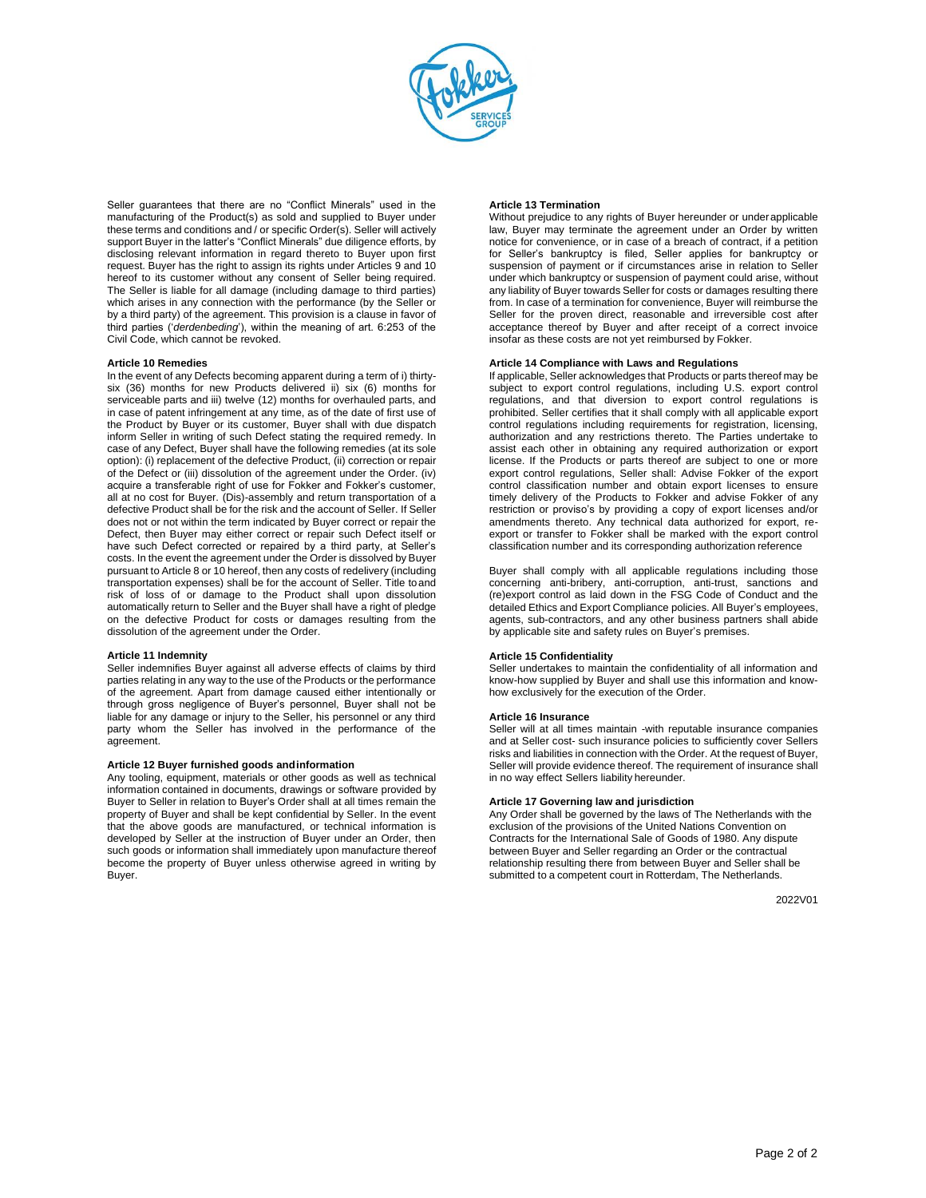Seller guarantees that there are no "Conflict Minerals" used in the manufacturing of the Product(s) as sold and supplied to Buyer under these terms and conditions and / or specific Order(s). Seller will actively support Buyer in the latter's "Conflict Minerals" due diligence efforts, by disclosing relevant information in regard thereto to Buyer upon first request. Buyer has the right to assign its rights under Articles 9 and 10 hereof to its customer without any consent of Seller being required. The Seller is liable for all damage (including damage to third parties) which arises in any connection with the performance (by the Seller or by a third party) of the agreement. This provision is a clause in favor of third parties ('*derdenbeding*'), within the meaning of art. 6:253 of the Civil Code, which cannot be revoked.

**Article 10 Remedies**

In the event of any Defects becoming apparent during a term of i) thirty-six (36) months for new Products delivered ii) six (6) months for serviceable parts and iii) twelve (12) months for overhauled parts, and in case of patent infringement at any time, as of the date of first use of the Product by Buyer or its customer, Buyer shall with due dispatch inform Seller in writing of such Defect stating the required remedy. In case of any Defect, Buyer shall have the following remedies (at its sole option): (i) replacement of the defective Product, (ii) correction or repair of the Defect or (iii) dissolution of the agreement under the Order. (iv) acquire a transferable right of use for Fokker and Fokker's customer, all at no cost for Buyer. (Dis)-assembly and return transportation of a defective Product shall be for the risk and the account of Seller. If Seller does not or not within the term indicated by Buyer correct or repair the Defect, then Buyer may either correct or repair such Defect itself or have such Defect corrected or repaired by a third party, at Seller's costs. In the event the agreement under the Order is dissolved by Buyer pursuant to Article 8 or 10 hereof, then any costs of redelivery (including transportation expenses) shall be for the account of Seller. Title to and risk of loss of or damage to the Product shall upon dissolution automatically return to Seller and the Buyer shall have a right of pledge on the defective Product for costs or damages resulting from the dissolution of the agreement under the Order.

**Article 11 Indemnity**

Seller indemnifies Buyer against all adverse effects of claims by third parties relating in any way to the use of the Products or the performance of the agreement. Apart from damage caused either intentionally or through gross negligence of Buyer's personnel, Buyer shall not be liable for any damage or injury to the Seller, his personnel or any third party whom the Seller has involved in the performance of the agreement.

**Article 12 Buyer furnished goods and information**

Any tooling, equipment, materials or other goods as well as technical information contained in documents, drawings or software provided by Buyer to Seller in relation to Buyer's Order shall at all times remain the property of Buyer and shall be kept confidential by Seller. In the event that the above goods are manufactured, or technical information is developed by Seller at the instruction of Buyer under an Order, then such goods or information shall immediately upon manufacture thereof become the property of Buyer unless otherwise agreed in writing by Buyer.

**Article 13 Termination**

Without prejudice to any rights of Buyer hereunder or under applicable law, Buyer may terminate the agreement under an Order by written notice for convenience, or in case of a breach of contract, if a petition for Seller's bankruptcy is filed, Seller applies for bankruptcy or suspension of payment or if circumstances arise in relation to Seller under which bankruptcy or suspension of payment could arise, without any liability of Buyer towards Seller for costs or damages resulting there from. In case of a termination for convenience, Buyer will reimburse the Seller for the proven direct, reasonable and irreversible cost after acceptance thereof by Buyer and after receipt of a correct invoice insofar as these costs are not yet reimbursed by Fokker.

**Article 14 Compliance with Laws and Regulations**

If applicable, Seller acknowledges that Products or parts thereof may be subject to export control regulations, including U.S. export control regulations, and that diversion to export control regulations is prohibited. Seller certifies that it shall comply with all applicable export control regulations including requirements for registration, licensing, authorization and any restrictions thereto. The Parties undertake to assist each other in obtaining any required authorization or export license. If the Products or parts thereof are subject to one or more export control regulations, Seller shall: Advise Fokker of the export control classification number and obtain export licenses to ensure timely delivery of the Products to Fokker and advise Fokker of any restriction or proviso's by providing a copy of export licenses and/or amendments thereto. Any technical data authorized for export, re-export or transfer to Fokker shall be marked with the export control classification number and its corresponding authorization reference

Buyer shall comply with all applicable regulations including those concerning anti-bribery, anti-corruption, anti-trust, sanctions and (re)export control as laid down in the FSG Code of Conduct and the detailed Ethics and Export Compliance policies. All Buyer's employees, agents, sub-contractors, and any other business partners shall abide by applicable site and safety rules on Buyer's premises.

**Article 15 Confidentiality**

Seller undertakes to maintain the confidentiality of all information and know-how supplied by Buyer and shall use this information and know-how exclusively for the execution of the Order.

**Article 16 Insurance**

Seller will at all times maintain -with reputable insurance companies and at Seller cost- such insurance policies to sufficiently cover Sellers risks and liabilities in connection with the Order. At the request of Buyer, Seller will provide evidence thereof. The requirement of insurance shall in no way effect Sellers liability hereunder.

**Article 17 Governing law and jurisdiction**

Any Order shall be governed by the laws of The Netherlands with the exclusion of the provisions of the United Nations Convention on Contracts for the International Sale of Goods of 1980. Any dispute between Buyer and Seller regarding an Order or the contractual relationship resulting there from between Buyer and Seller shall be submitted to a competent court in Rotterdam, The Netherlands.

2022V01